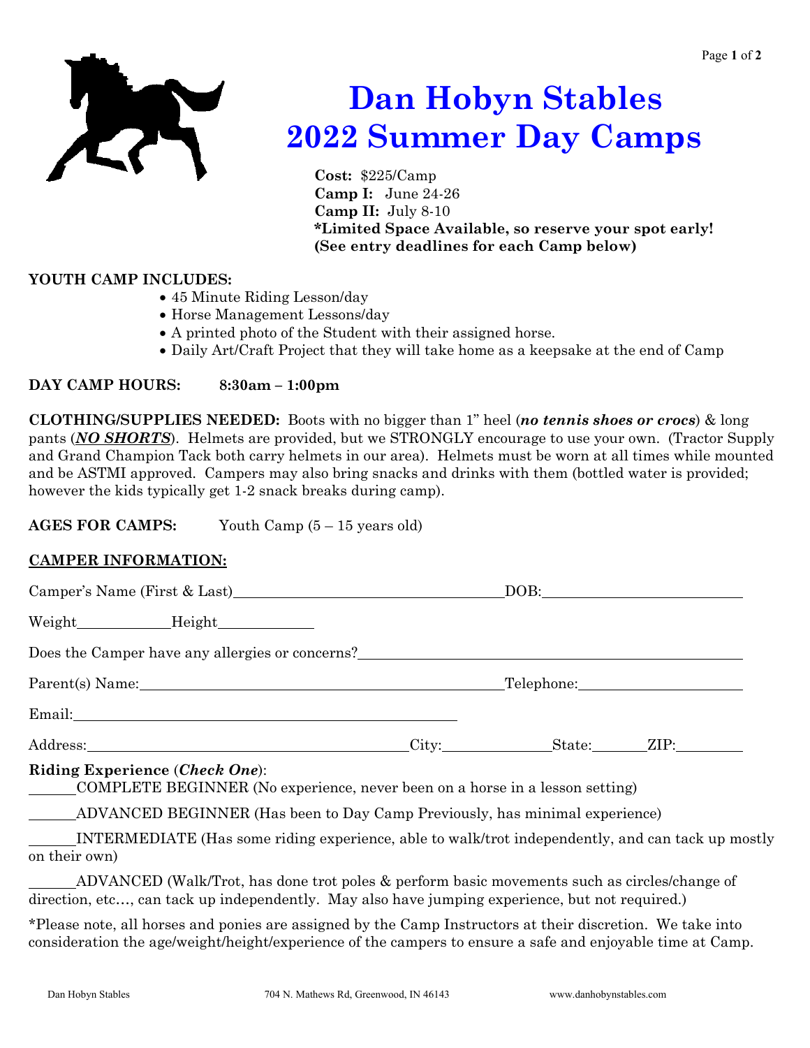# Dan Hobyn Stables
# 2022 Summer Day Camps

**Cost:** $225/Camp
**Camp I:** June 24-26
**Camp II:** July 8-10
**\*Limited Space Available, so reserve your spot early!**
**(See entry deadlines for each Camp below)**

**YOUTH CAMP INCLUDES:**

- 45 Minute Riding Lesson/day
- Horse Management Lessons/day
- A printed photo of the Student with their assigned horse.
- Daily Art/Craft Project that they will take home as a keepsake at the end of Camp

**DAY CAMP HOURS:** **8:30am – 1:00pm**

**CLOTHING/SUPPLIES NEEDED:** Boots with no bigger than 1" heel (***no tennis shoes or crocs***) & long pants (***NO SHORTS***). Helmets are provided, but we STRONGLY encourage to use your own. (Tractor Supply and Grand Champion Tack both carry helmets in our area). Helmets must be worn at all times while mounted and be ASTMI approved. Campers may also bring snacks and drinks with them (bottled water is provided; however the kids typically get 1-2 snack breaks during camp).

**AGES FOR CAMPS:** Youth Camp (5 – 15 years old)

**CAMPER INFORMATION:**

Camper's Name (First & Last)____________________________ DOB:____________________

Weight__________ Height__________

Does the Camper have any allergies or concerns?________________________________________

Parent(s) Name:________________________________________ Telephone:__________________

Email:__________________________________________

Address:__________________________________ City:____________ State:______ ZIP:________

**Riding Experience (*Check One*):**

______COMPLETE BEGINNER (No experience, never been on a horse in a lesson setting)

______ADVANCED BEGINNER (Has been to Day Camp Previously, has minimal experience)

______INTERMEDIATE (Has some riding experience, able to walk/trot independently, and can tack up mostly on their own)

______ADVANCED (Walk/Trot, has done trot poles & perform basic movements such as circles/change of direction, etc…, can tack up independently. May also have jumping experience, but not required.)

\*Please note, all horses and ponies are assigned by the Camp Instructors at their discretion. We take into consideration the age/weight/height/experience of the campers to ensure a safe and enjoyable time at Camp.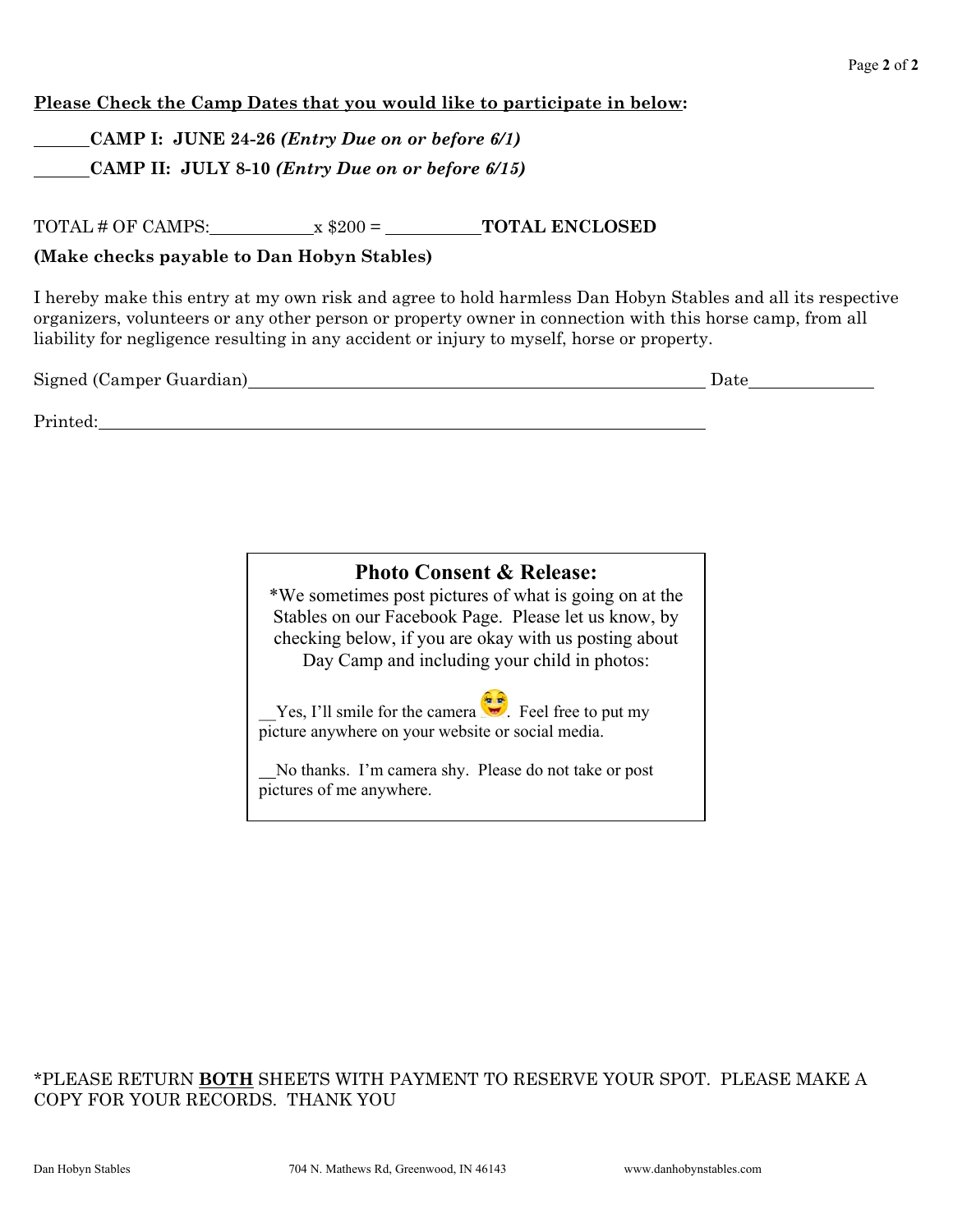**Please Check the Camp Dates that you would like to participate in below:**

______**CAMP I: JUNE 24-26** ***(Entry Due on or before 6/1)***

______**CAMP II: JULY 8-10** ***(Entry Due on or before 6/15)***

TOTAL # OF CAMPS:___________x $200 = __________**TOTAL ENCLOSED**

**(Make checks payable to Dan Hobyn Stables)**

I hereby make this entry at my own risk and agree to hold harmless Dan Hobyn Stables and all its respective organizers, volunteers or any other person or property owner in connection with this horse camp, from all liability for negligence resulting in any accident or injury to myself, horse or property.

Signed (Camper Guardian)_____________________________________________ Date____________

Printed:____________________________________________________________

## Photo Consent & Release:

*We sometimes post pictures of what is going on at the Stables on our Facebook Page. Please let us know, by checking below, if you are okay with us posting about Day Camp and including your child in photos:

__Yes, I'll smile for the camera. Feel free to put my picture anywhere on your website or social media.

__No thanks. I'm camera shy. Please do not take or post pictures of me anywhere.

*PLEASE RETURN **BOTH** SHEETS WITH PAYMENT TO RESERVE YOUR SPOT. PLEASE MAKE A COPY FOR YOUR RECORDS. THANK YOU

Dan Hobyn Stables 704 N. Mathews Rd, Greenwood, IN 46143 www.danhobynstables.com